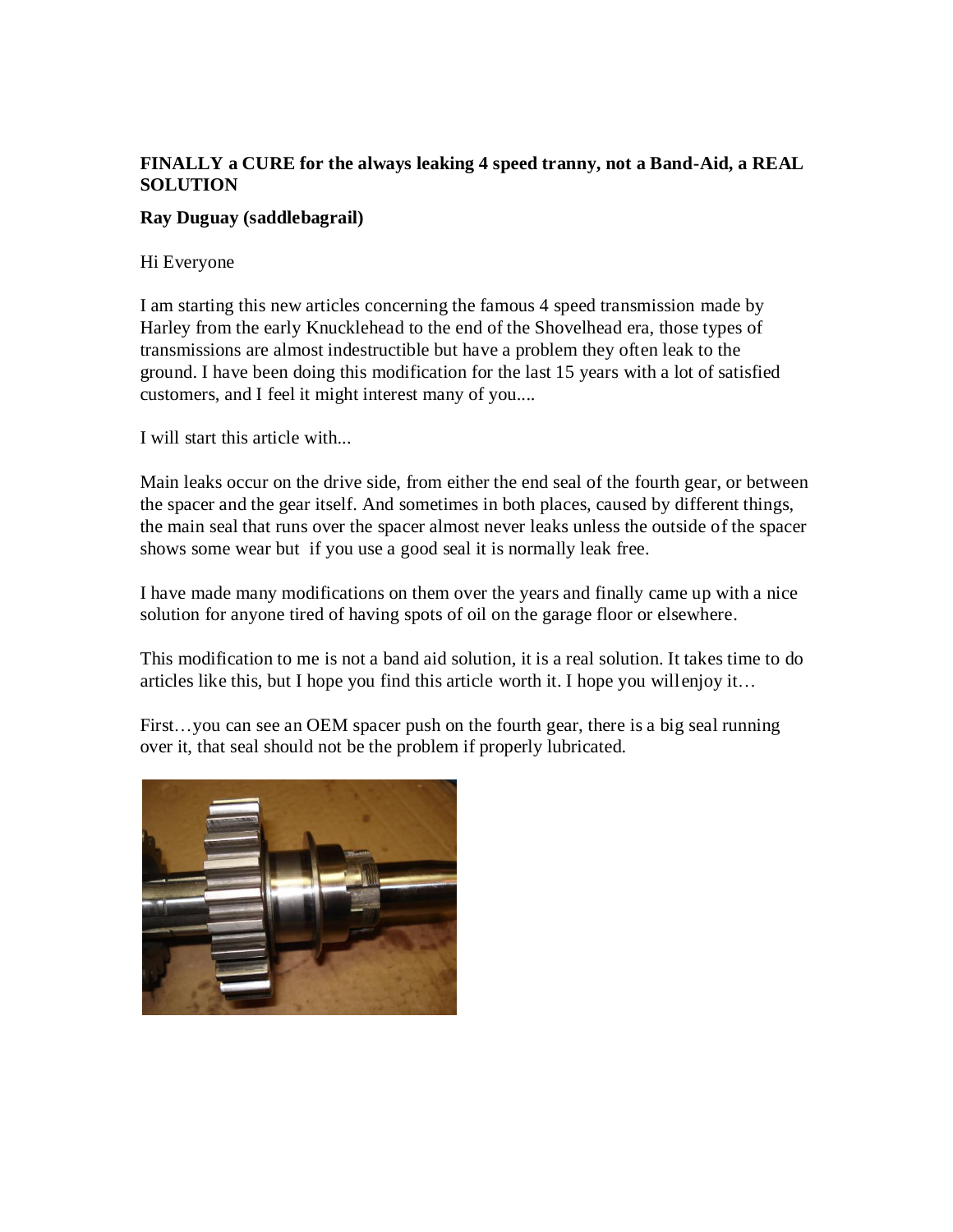**FINALLY a CURE for the always leaking 4 speed tranny, not a Band-Aid, a REAL SOLUTION**

**Ray Duguay (saddlebagrail)**

Hi Everyone

I am starting this new articles concerning the famous 4 speed transmission made by Harley from the early Knucklehead to the end of the Shovelhead era, those types of transmissions are almost indestructible but have a problem they often leak to the ground. I have been doing this modification for the last 15 years with a lot of satisfied customers, and I feel it might interest many of you....

I will start this article with...

Main leaks occur on the drive side, from either the end seal of the fourth gear, or between the spacer and the gear itself. And sometimes in both places, caused by different things, the main seal that runs over the spacer almost never leaks unless the outside of the spacer shows some wear but if you use a good seal it is normally leak free.

I have made many modifications on them over the years and finally came up with a nice solution for anyone tired of having spots of oil on the garage floor or elsewhere.

This modification to me is not a band aid solution, it is a real solution. It takes time to do articles like this, but I hope you find this article worth it. I hope you will enjoy it…

First…you can see an OEM spacer push on the fourth gear, there is a big seal running over it, that seal should not be the problem if properly lubricated.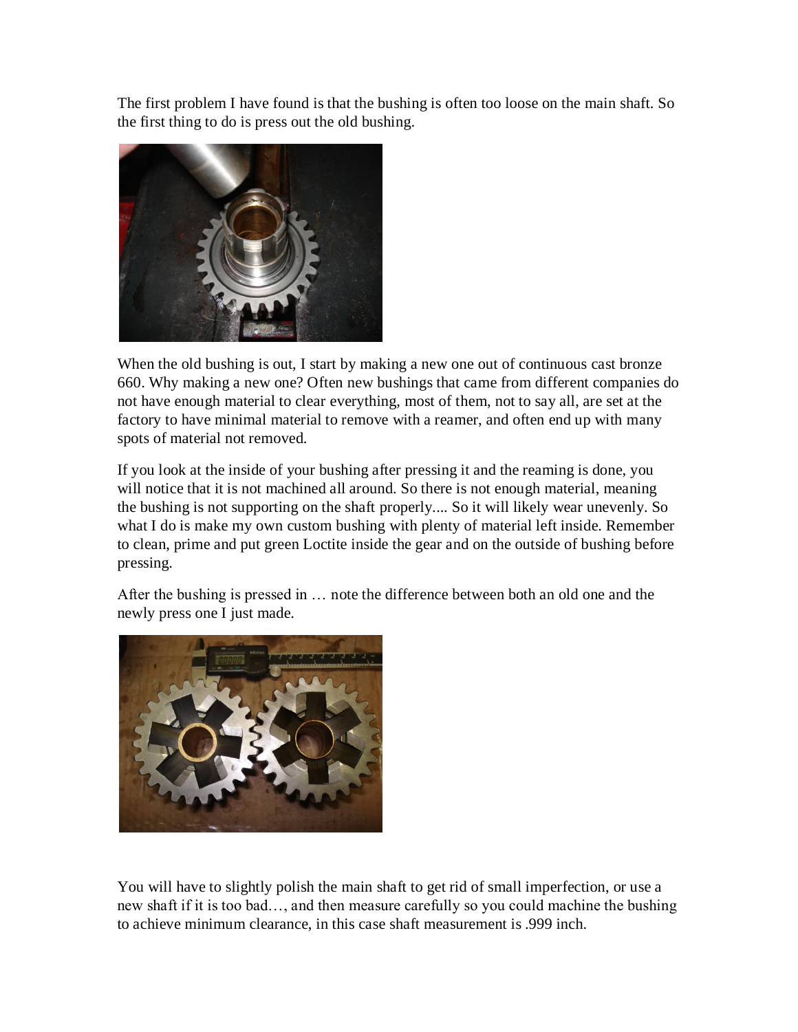The first problem I have found is that the bushing is often too loose on the main shaft. So the first thing to do is press out the old bushing.

When the old bushing is out, I start by making a new one out of continuous cast bronze 660. Why making a new one? Often new bushings that came from different companies do not have enough material to clear everything, most of them, not to say all, are set at the factory to have minimal material to remove with a reamer, and often end up with many spots of material not removed.

If you look at the inside of your bushing after pressing it and the reaming is done, you will notice that it is not machined all around. So there is not enough material, meaning the bushing is not supporting on the shaft properly.... So it will likely wear unevenly. So what I do is make my own custom bushing with plenty of material left inside. Remember to clean, prime and put green Loctite inside the gear and on the outside of bushing before pressing.

After the bushing is pressed in … note the difference between both an old one and the newly press one I just made.

You will have to slightly polish the main shaft to get rid of small imperfection, or use a new shaft if it is too bad…, and then measure carefully so you could machine the bushing to achieve minimum clearance, in this case shaft measurement is .999 inch.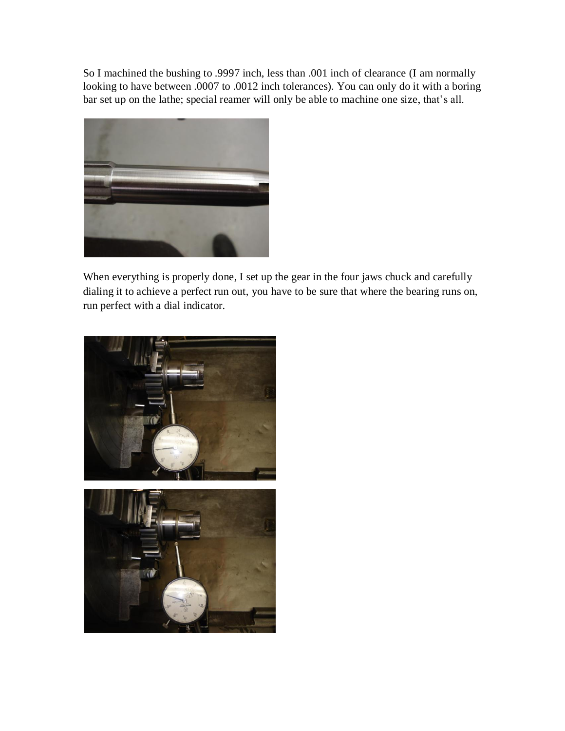So I machined the bushing to .9997 inch, less than .001 inch of clearance (I am normally looking to have between .0007 to .0012 inch tolerances). You can only do it with a boring bar set up on the lathe; special reamer will only be able to machine one size, that's all.

When everything is properly done, I set up the gear in the four jaws chuck and carefully dialing it to achieve a perfect run out, you have to be sure that where the bearing runs on, run perfect with a dial indicator.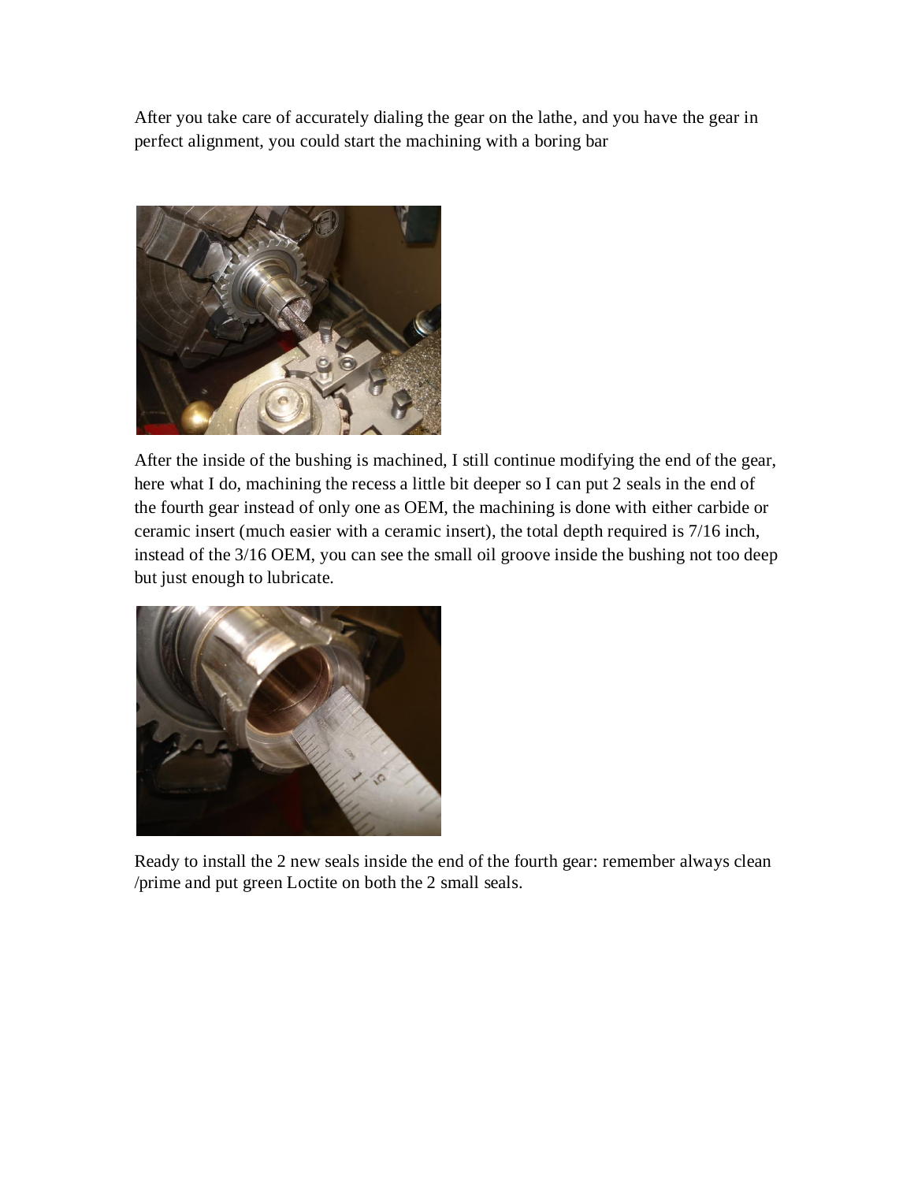After you take care of accurately dialing the gear on the lathe, and you have the gear in perfect alignment, you could start the machining with a boring bar

After the inside of the bushing is machined, I still continue modifying the end of the gear, here what I do, machining the recess a little bit deeper so I can put 2 seals in the end of the fourth gear instead of only one as OEM, the machining is done with either carbide or ceramic insert (much easier with a ceramic insert), the total depth required is 7/16 inch, instead of the 3/16 OEM, you can see the small oil groove inside the bushing not too deep but just enough to lubricate.

Ready to install the 2 new seals inside the end of the fourth gear: remember always clean /prime and put green Loctite on both the 2 small seals.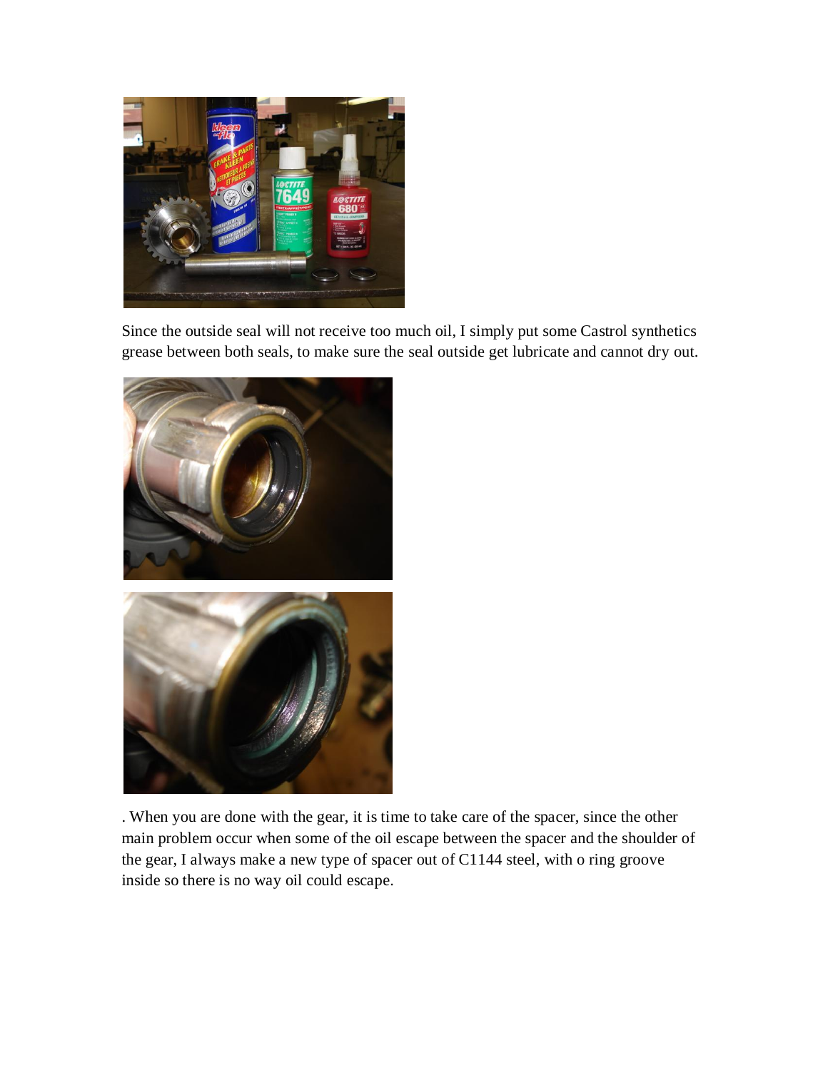Since the outside seal will not receive too much oil, I simply put some Castrol synthetics grease between both seals, to make sure the seal outside get lubricate and cannot dry out.

. When you are done with the gear, it is time to take care of the spacer, since the other main problem occur when some of the oil escape between the spacer and the shoulder of the gear, I always make a new type of spacer out of C1144 steel, with o ring groove inside so there is no way oil could escape.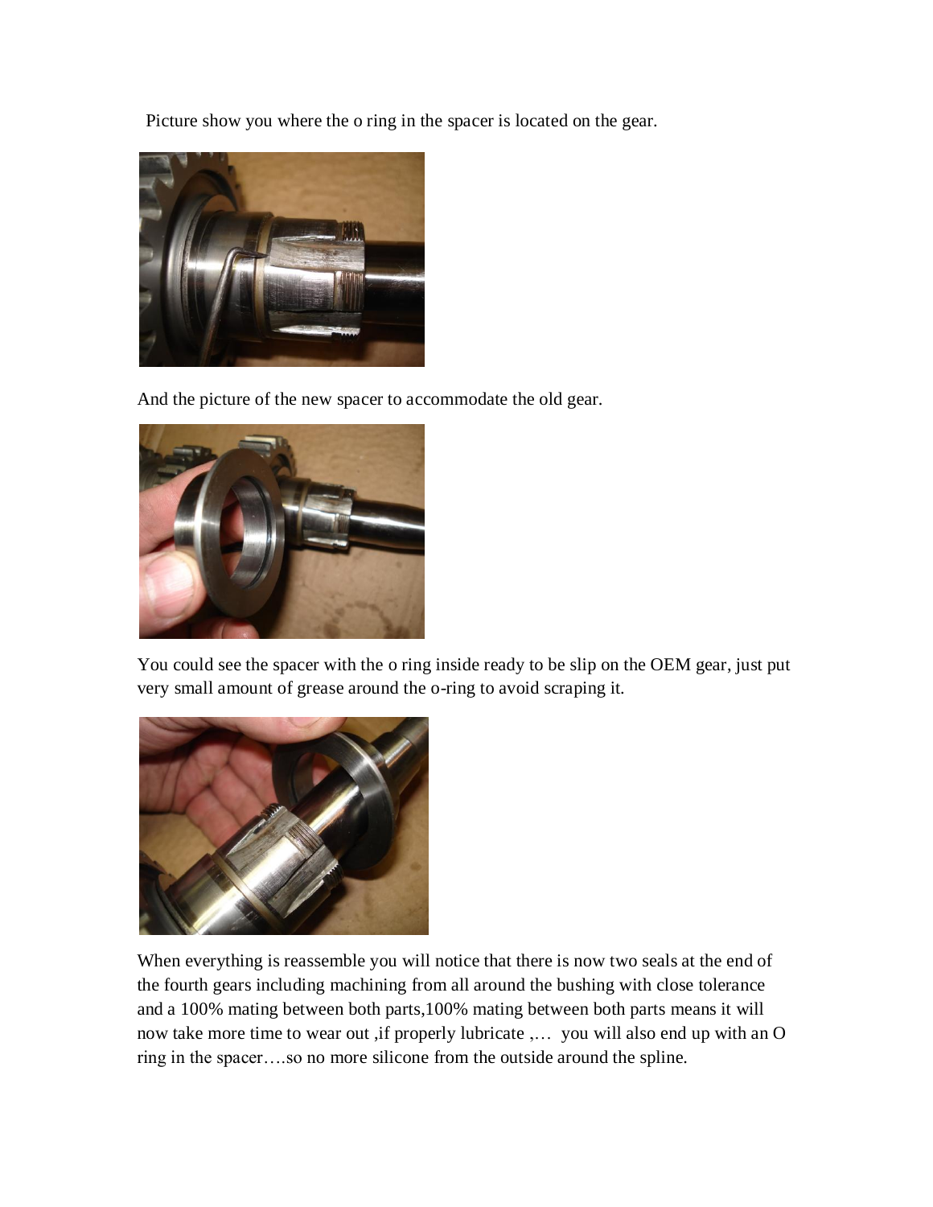Picture show you where the o ring in the spacer is located on the gear.

And the picture of the new spacer to accommodate the old gear.

You could see the spacer with the o ring inside ready to be slip on the OEM gear, just put very small amount of grease around the o-ring to avoid scraping it.

When everything is reassemble you will notice that there is now two seals at the end of the fourth gears including machining from all around the bushing with close tolerance and a 100% mating between both parts,100% mating between both parts means it will now take more time to wear out ,if properly lubricate ,… you will also end up with an O ring in the spacer….so no more silicone from the outside around the spline.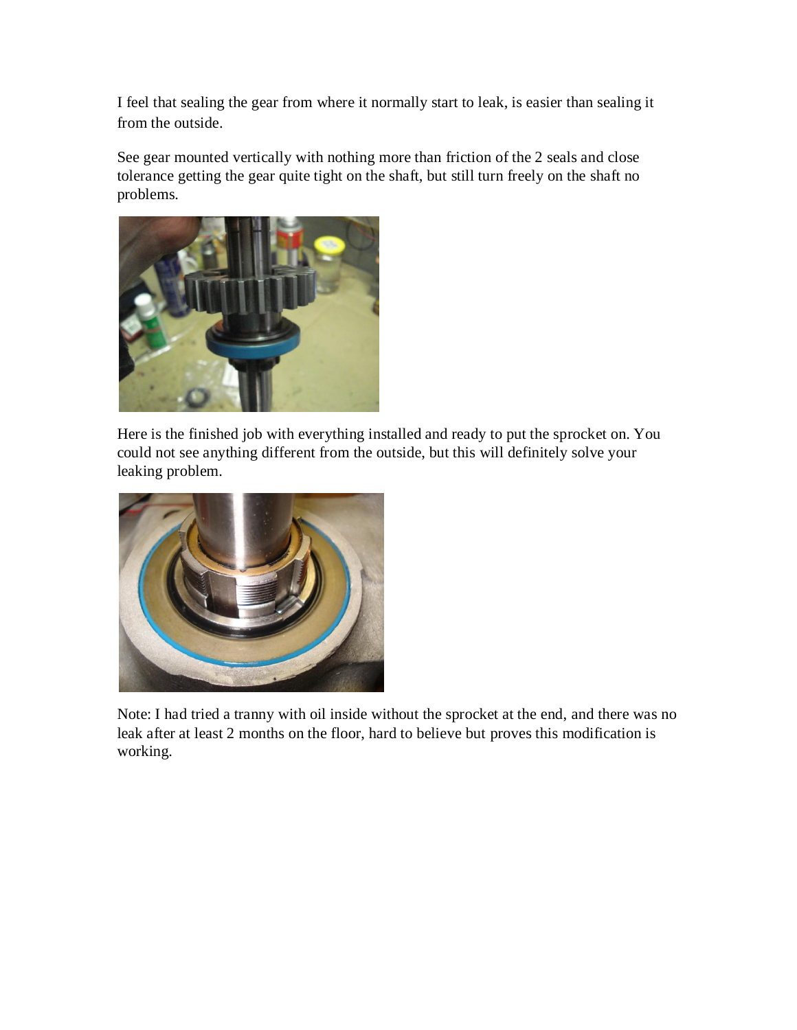I feel that sealing the gear from where it normally start to leak, is easier than sealing it from the outside.

See gear mounted vertically with nothing more than friction of the 2 seals and close tolerance getting the gear quite tight on the shaft, but still turn freely on the shaft no problems.

Here is the finished job with everything installed and ready to put the sprocket on. You could not see anything different from the outside, but this will definitely solve your leaking problem.

Note: I had tried a tranny with oil inside without the sprocket at the end, and there was no leak after at least 2 months on the floor, hard to believe but proves this modification is working.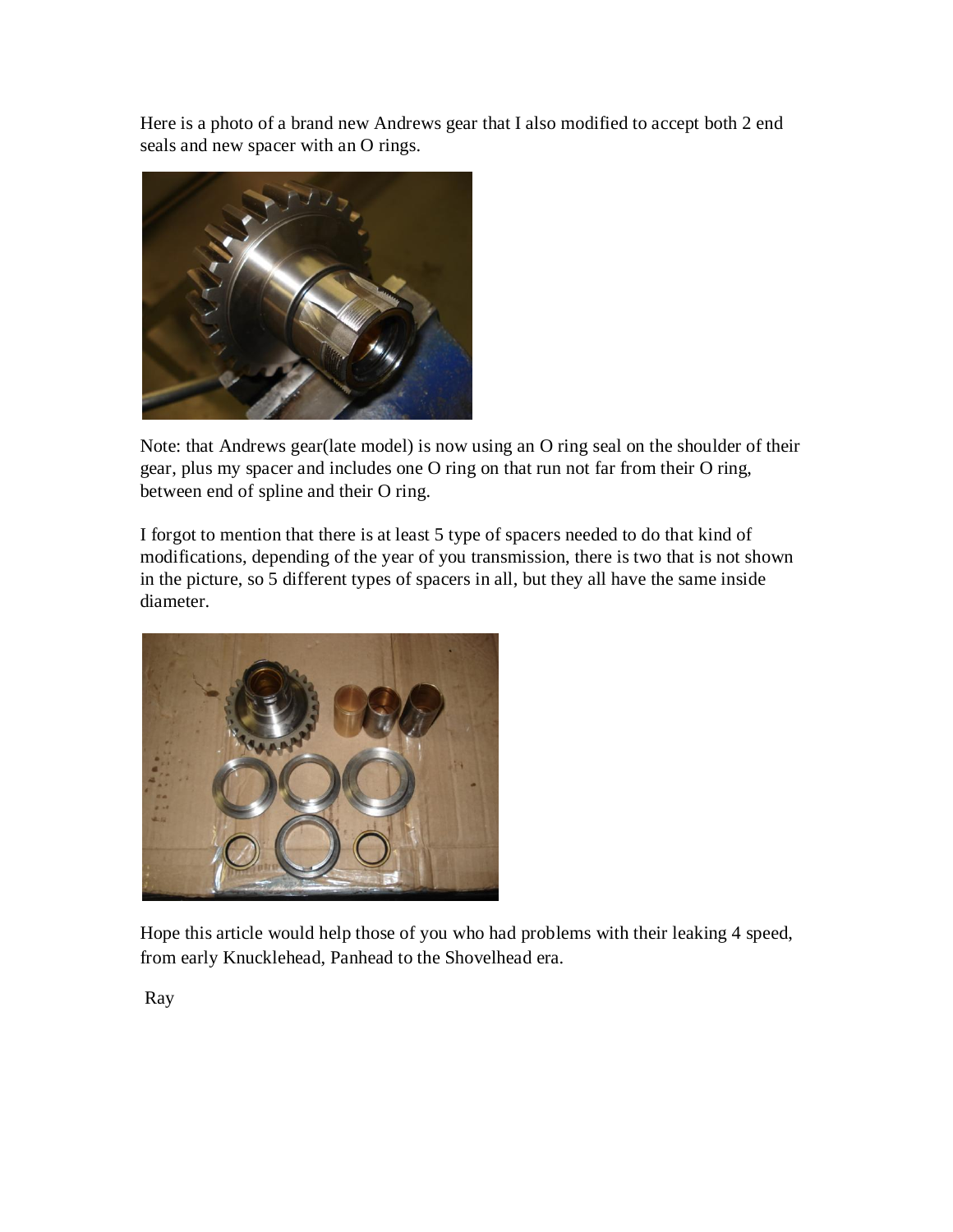Here is a photo of a brand new Andrews gear that I also modified to accept both 2 end seals and new spacer with an O rings.

Note: that Andrews gear(late model) is now using an O ring seal on the shoulder of their gear, plus my spacer and includes one O ring on that run not far from their O ring, between end of spline and their O ring.

I forgot to mention that there is at least 5 type of spacers needed to do that kind of modifications, depending of the year of you transmission, there is two that is not shown in the picture, so 5 different types of spacers in all, but they all have the same inside diameter.

Hope this article would help those of you who had problems with their leaking 4 speed, from early Knucklehead, Panhead to the Shovelhead era.

Ray